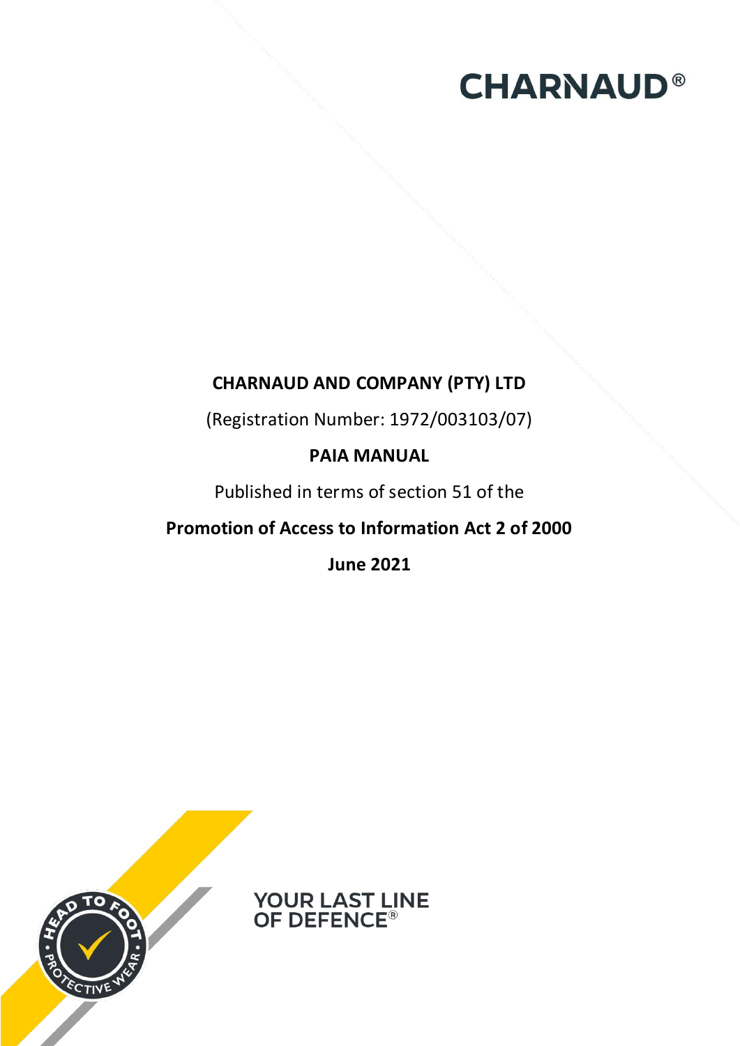CHARNAUD®

# CHARNAUD AND COMPANY (PTY) LTD

(Registration Number: 1972/003103/07)

## PAIA MANUAL

Published in terms of section 51 of the

**Promotion of Access to Information Act 2 of 2000**

**June 2021**

HEAD TO FOOT • PROTECTIVE WEAR •

YOUR LAST LINE OF DEFENCE®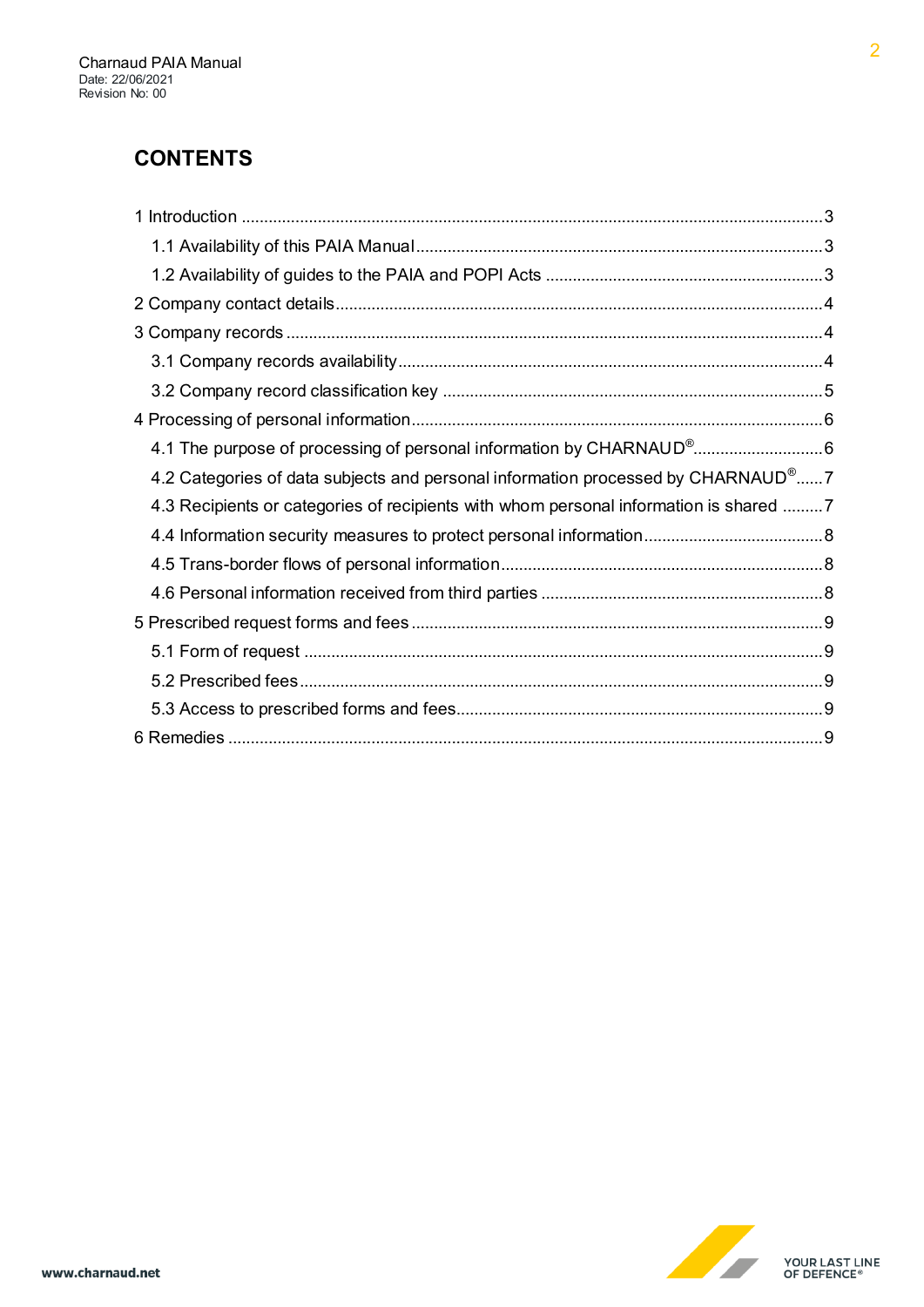# CONTENTS

1 Introduction ........................................................................................................... 3

- 1.1 Availability of this PAIA Manual ........................................................................ 3
- 1.2 Availability of guides to the PAIA and POPI Acts ............................................. 3

2 Company contact details ........................................................................................ 4

3 Company records .................................................................................................... 4

- 3.1 Company records availability ............................................................................ 4
- 3.2 Company record classification key ................................................................... 5

4 Processing of personal information ......................................................................... 6

- 4.1 The purpose of processing of personal information by CHARNAUD® ............... 6
- 4.2 Categories of data subjects and personal information processed by CHARNAUD® ...... 7
- 4.3 Recipients or categories of recipients with whom personal information is shared ......... 7
- 4.4 Information security measures to protect personal information ........................ 8
- 4.5 Trans-border flows of personal information ...................................................... 8
- 4.6 Personal information received from third parties .............................................. 8

5 Prescribed request forms and fees .......................................................................... 9

- 5.1 Form of request ................................................................................................. 9
- 5.2 Prescribed fees ................................................................................................. 9
- 5.3 Access to prescribed forms and fees ................................................................. 9

6 Remedies ................................................................................................................ 9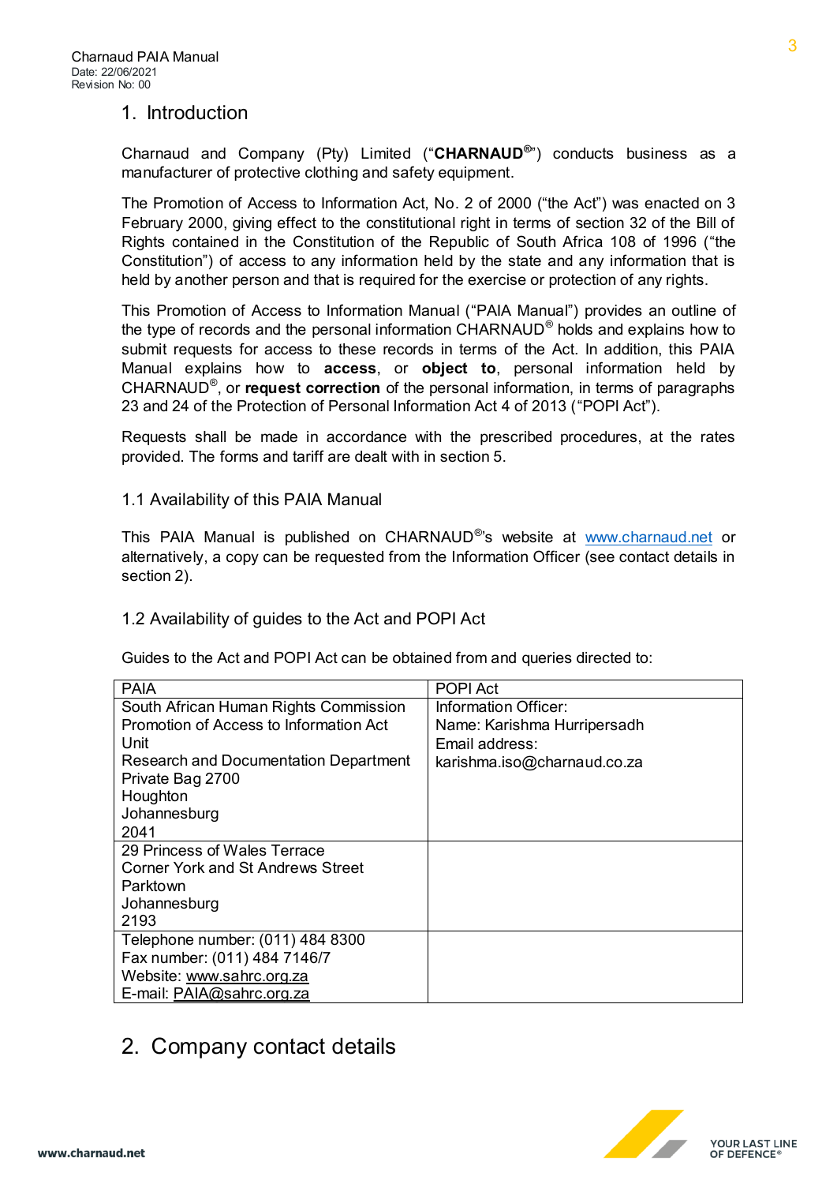# 1. Introduction

Charnaud and Company (Pty) Limited ("**CHARNAUD®**") conducts business as a manufacturer of protective clothing and safety equipment.

The Promotion of Access to Information Act, No. 2 of 2000 ("the Act") was enacted on 3 February 2000, giving effect to the constitutional right in terms of section 32 of the Bill of Rights contained in the Constitution of the Republic of South Africa 108 of 1996 ("the Constitution") of access to any information held by the state and any information that is held by another person and that is required for the exercise or protection of any rights.

This Promotion of Access to Information Manual ("PAIA Manual") provides an outline of the type of records and the personal information CHARNAUD® holds and explains how to submit requests for access to these records in terms of the Act. In addition, this PAIA Manual explains how to **access**, or **object to**, personal information held by CHARNAUD®, or **request correction** of the personal information, in terms of paragraphs 23 and 24 of the Protection of Personal Information Act 4 of 2013 ("POPI Act").

Requests shall be made in accordance with the prescribed procedures, at the rates provided. The forms and tariff are dealt with in section 5.

## 1.1 Availability of this PAIA Manual

This PAIA Manual is published on CHARNAUD®'s website at www.charnaud.net or alternatively, a copy can be requested from the Information Officer (see contact details in section 2).

## 1.2 Availability of guides to the Act and POPI Act

Guides to the Act and POPI Act can be obtained from and queries directed to:

| PAIA | POPI Act |
|---|---|
| South African Human Rights Commission<br>Promotion of Access to Information Act Unit<br>Research and Documentation Department<br>Private Bag 2700<br>Houghton<br>Johannesburg<br>2041 | Information Officer:<br>Name: Karishma Hurripersadh<br>Email address:<br>karishma.iso@charnaud.co.za |
| 29 Princess of Wales Terrace<br>Corner York and St Andrews Street<br>Parktown<br>Johannesburg<br>2193 | |
| Telephone number: (011) 484 8300<br>Fax number: (011) 484 7146/7<br>Website: www.sahrc.org.za<br>E-mail: PAIA@sahrc.org.za | |

# 2. Company contact details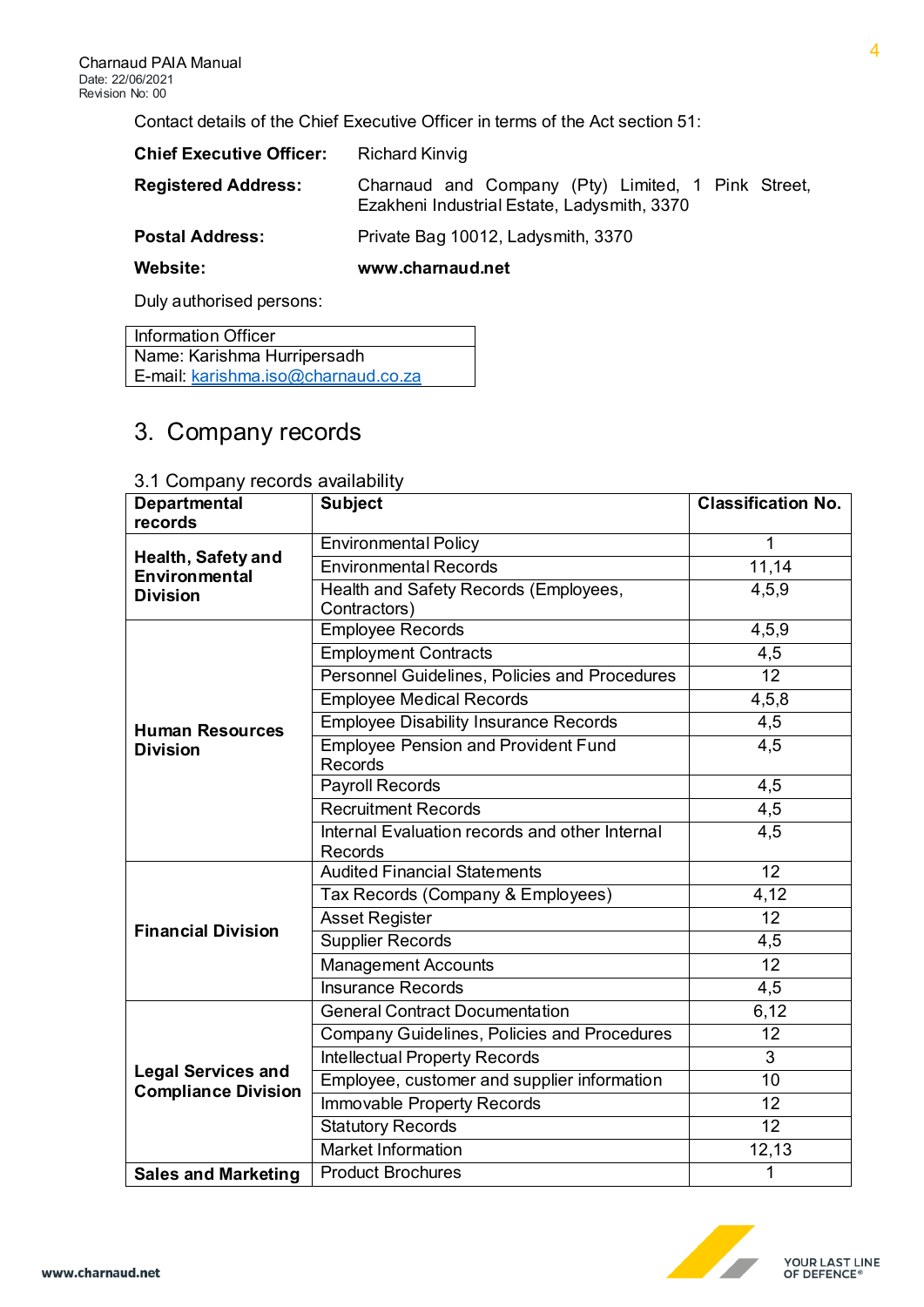Contact details of the Chief Executive Officer in terms of the Act section 51:

| | |
|---|---|
| **Chief Executive Officer:** | Richard Kinvig |
| **Registered Address:** | Charnaud and Company (Pty) Limited, 1 Pink Street, Ezakheni Industrial Estate, Ladysmith, 3370 |
| **Postal Address:** | Private Bag 10012, Ladysmith, 3370 |
| **Website:** | **www.charnaud.net** |

Duly authorised persons:

| Information Officer |
|---|
| Name: Karishma Hurripersadh<br>E-mail: karishma.iso@charnaud.co.za |

## 3. Company records

### 3.1 Company records availability

| Departmental records | Subject | Classification No. |
|---|---|---|
| **Health, Safety and Environmental Division** | Environmental Policy | 1 |
| | Environmental Records | 11,14 |
| | Health and Safety Records (Employees, Contractors) | 4,5,9 |
| **Human Resources Division** | Employee Records | 4,5,9 |
| | Employment Contracts | 4,5 |
| | Personnel Guidelines, Policies and Procedures | 12 |
| | Employee Medical Records | 4,5,8 |
| | Employee Disability Insurance Records | 4,5 |
| | Employee Pension and Provident Fund Records | 4,5 |
| | Payroll Records | 4,5 |
| | Recruitment Records | 4,5 |
| | Internal Evaluation records and other Internal Records | 4,5 |
| **Financial Division** | Audited Financial Statements | 12 |
| | Tax Records (Company & Employees) | 4,12 |
| | Asset Register | 12 |
| | Supplier Records | 4,5 |
| | Management Accounts | 12 |
| | Insurance Records | 4,5 |
| **Legal Services and Compliance Division** | General Contract Documentation | 6,12 |
| | Company Guidelines, Policies and Procedures | 12 |
| | Intellectual Property Records | 3 |
| | Employee, customer and supplier information | 10 |
| | Immovable Property Records | 12 |
| | Statutory Records | 12 |
| | Market Information | 12,13 |
| **Sales and Marketing** | Product Brochures | 1 |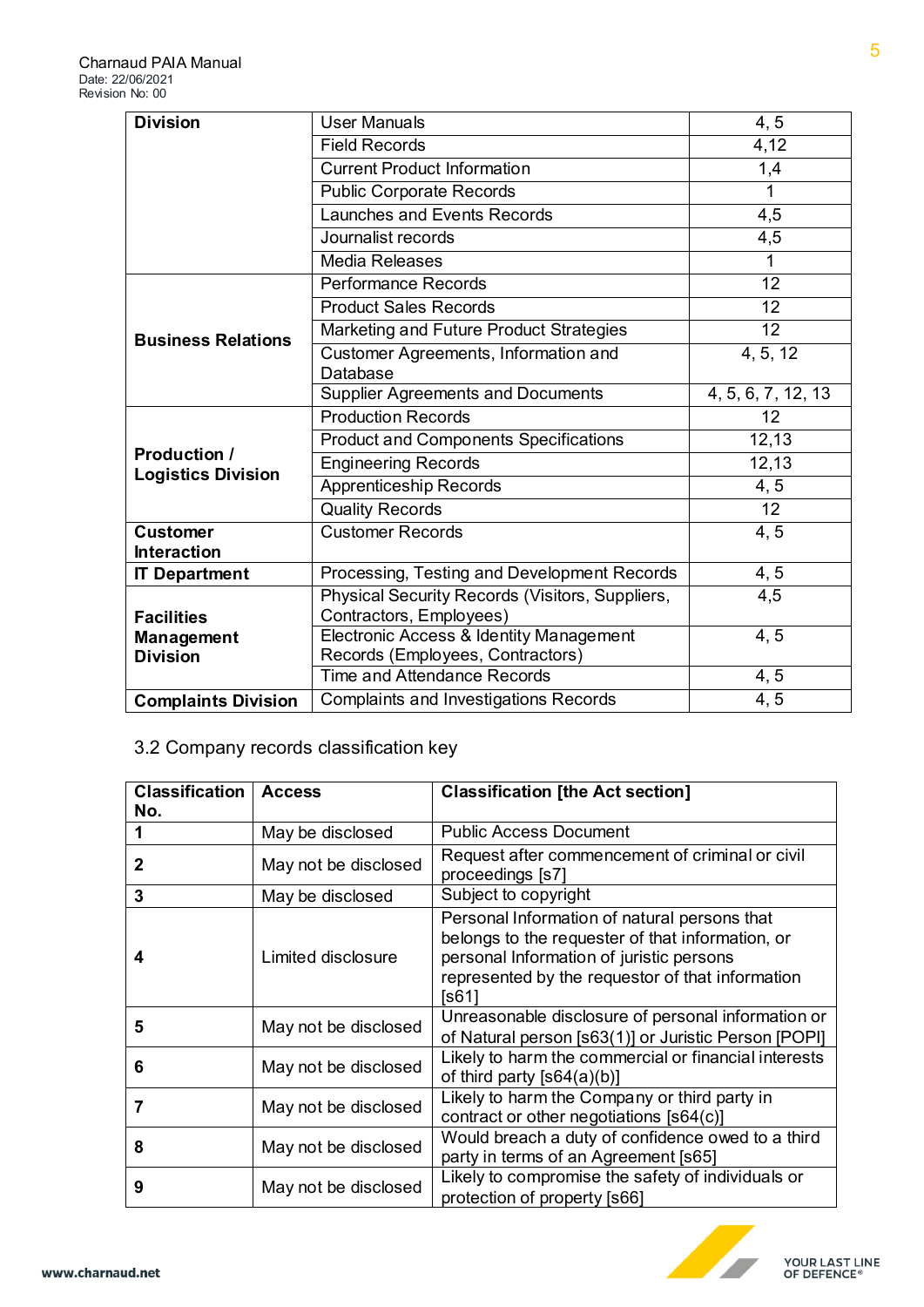| Division | User Manuals | 4, 5 |
|---|---|---|
| | Field Records | 4,12 |
| | Current Product Information | 1,4 |
| | Public Corporate Records | 1 |
| | Launches and Events Records | 4,5 |
| | Journalist records | 4,5 |
| | Media Releases | 1 |
| **Business Relations** | Performance Records | 12 |
| | Product Sales Records | 12 |
| | Marketing and Future Product Strategies | 12 |
| | Customer Agreements, Information and Database | 4, 5, 12 |
| | Supplier Agreements and Documents | 4, 5, 6, 7, 12, 13 |
| **Production / Logistics Division** | Production Records | 12 |
| | Product and Components Specifications | 12,13 |
| | Engineering Records | 12,13 |
| | Apprenticeship Records | 4, 5 |
| | Quality Records | 12 |
| **Customer Interaction** | Customer Records | 4, 5 |
| **IT Department** | Processing, Testing and Development Records | 4, 5 |
| **Facilities Management Division** | Physical Security Records (Visitors, Suppliers, Contractors, Employees) | 4,5 |
| | Electronic Access & Identity Management Records (Employees, Contractors) | 4, 5 |
| | Time and Attendance Records | 4, 5 |
| **Complaints Division** | Complaints and Investigations Records | 4, 5 |

3.2 Company records classification key

| Classification No. | Access | Classification [the Act section] |
|---|---|---|
| **1** | May be disclosed | Public Access Document |
| **2** | May not be disclosed | Request after commencement of criminal or civil proceedings [s7] |
| **3** | May be disclosed | Subject to copyright |
| **4** | Limited disclosure | Personal Information of natural persons that belongs to the requester of that information, or personal Information of juristic persons represented by the requestor of that information [s61] |
| **5** | May not be disclosed | Unreasonable disclosure of personal information or of Natural person [s63(1)] or Juristic Person [POPI] |
| **6** | May not be disclosed | Likely to harm the commercial or financial interests of third party [s64(a)(b)] |
| **7** | May not be disclosed | Likely to harm the Company or third party in contract or other negotiations [s64(c)] |
| **8** | May not be disclosed | Would breach a duty of confidence owed to a third party in terms of an Agreement [s65] |
| **9** | May not be disclosed | Likely to compromise the safety of individuals or protection of property [s66] |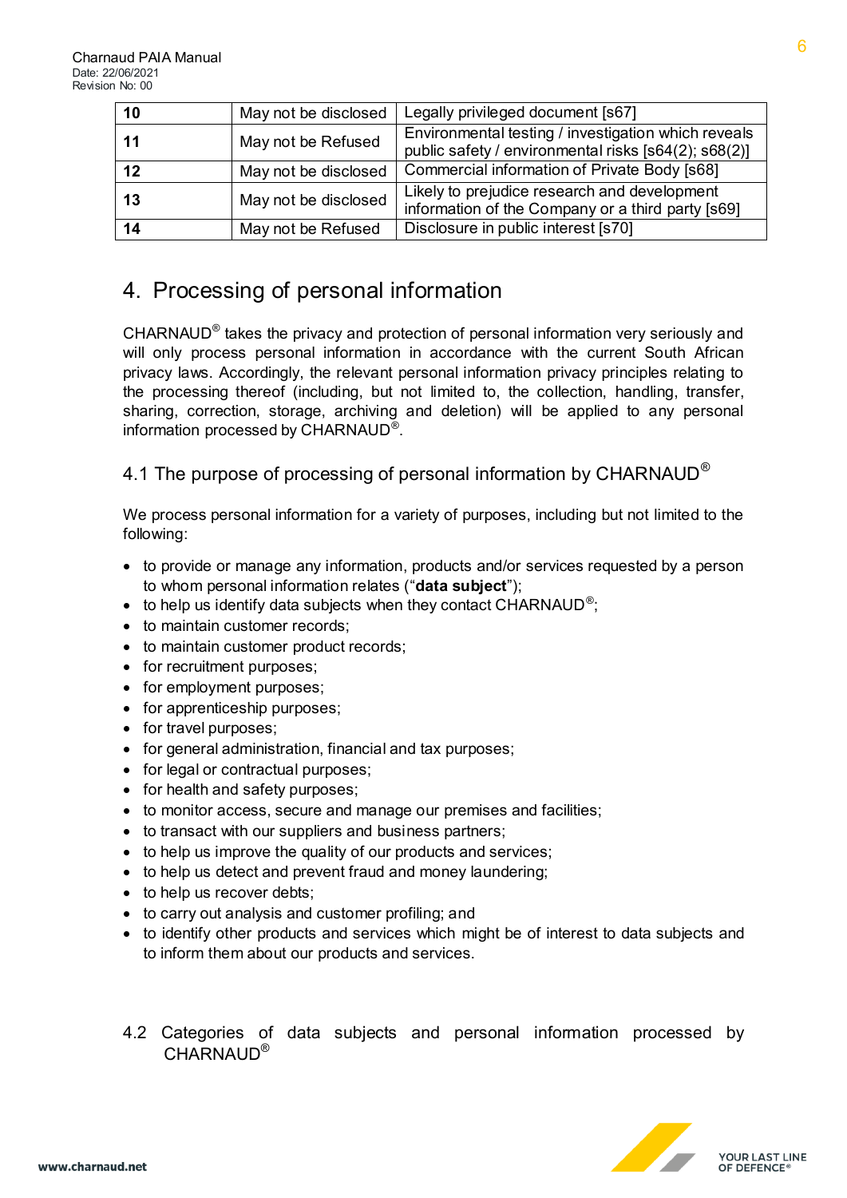| 10 | May not be disclosed | Legally privileged document [s67] |
|---|---|---|
| 11 | May not be Refused | Environmental testing / investigation which reveals public safety / environmental risks [s64(2); s68(2)] |
| 12 | May not be disclosed | Commercial information of Private Body [s68] |
| 13 | May not be disclosed | Likely to prejudice research and development information of the Company or a third party [s69] |
| 14 | May not be Refused | Disclosure in public interest [s70] |

## 4. Processing of personal information

CHARNAUD® takes the privacy and protection of personal information very seriously and will only process personal information in accordance with the current South African privacy laws. Accordingly, the relevant personal information privacy principles relating to the processing thereof (including, but not limited to, the collection, handling, transfer, sharing, correction, storage, archiving and deletion) will be applied to any personal information processed by CHARNAUD®.

### 4.1 The purpose of processing of personal information by CHARNAUD®

We process personal information for a variety of purposes, including but not limited to the following:

- to provide or manage any information, products and/or services requested by a person to whom personal information relates ("**data subject**");
- to help us identify data subjects when they contact CHARNAUD®;
- to maintain customer records;
- to maintain customer product records;
- for recruitment purposes;
- for employment purposes;
- for apprenticeship purposes;
- for travel purposes;
- for general administration, financial and tax purposes;
- for legal or contractual purposes;
- for health and safety purposes;
- to monitor access, secure and manage our premises and facilities;
- to transact with our suppliers and business partners;
- to help us improve the quality of our products and services;
- to help us detect and prevent fraud and money laundering;
- to help us recover debts;
- to carry out analysis and customer profiling; and
- to identify other products and services which might be of interest to data subjects and to inform them about our products and services.

### 4.2 Categories of data subjects and personal information processed by CHARNAUD®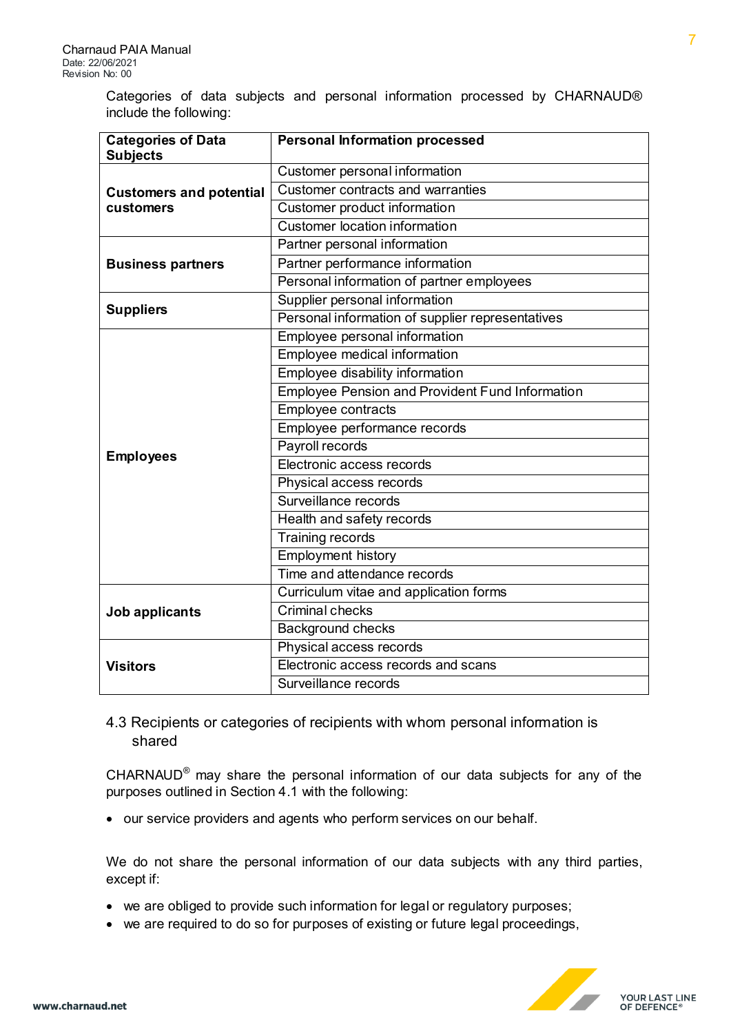Categories of data subjects and personal information processed by CHARNAUD® include the following:

| Categories of Data Subjects | Personal Information processed |
|---|---|
| Customers and potential customers | Customer personal information |
| | Customer contracts and warranties |
| | Customer product information |
| | Customer location information |
| Business partners | Partner personal information |
| | Partner performance information |
| | Personal information of partner employees |
| Suppliers | Supplier personal information |
| | Personal information of supplier representatives |
| Employees | Employee personal information |
| | Employee medical information |
| | Employee disability information |
| | Employee Pension and Provident Fund Information |
| | Employee contracts |
| | Employee performance records |
| | Payroll records |
| | Electronic access records |
| | Physical access records |
| | Surveillance records |
| | Health and safety records |
| | Training records |
| | Employment history |
| | Time and attendance records |
| Job applicants | Curriculum vitae and application forms |
| | Criminal checks |
| | Background checks |
| Visitors | Physical access records |
| | Electronic access records and scans |
| | Surveillance records |

## 4.3 Recipients or categories of recipients with whom personal information is shared

CHARNAUD® may share the personal information of our data subjects for any of the purposes outlined in Section 4.1 with the following:

- our service providers and agents who perform services on our behalf.

We do not share the personal information of our data subjects with any third parties, except if:

- we are obliged to provide such information for legal or regulatory purposes;
- we are required to do so for purposes of existing or future legal proceedings,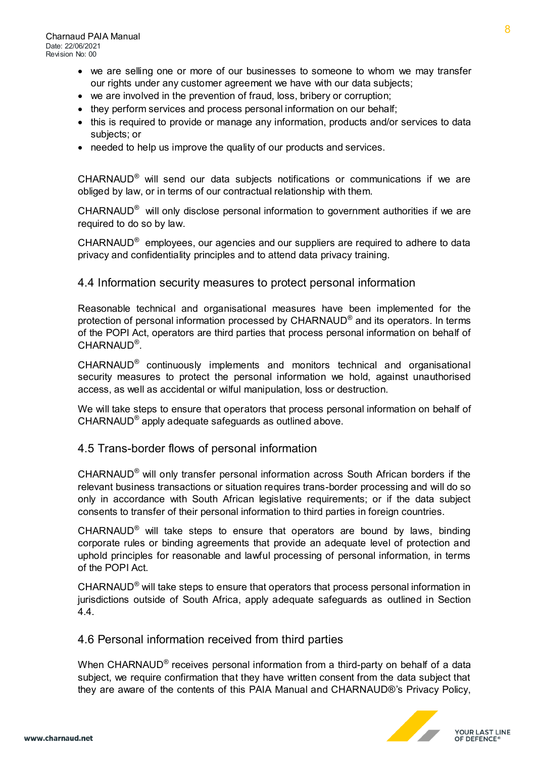- we are selling one or more of our businesses to someone to whom we may transfer our rights under any customer agreement we have with our data subjects;
- we are involved in the prevention of fraud, loss, bribery or corruption;
- they perform services and process personal information on our behalf;
- this is required to provide or manage any information, products and/or services to data subjects; or
- needed to help us improve the quality of our products and services.

CHARNAUD® will send our data subjects notifications or communications if we are obliged by law, or in terms of our contractual relationship with them.

CHARNAUD® will only disclose personal information to government authorities if we are required to do so by law.

CHARNAUD® employees, our agencies and our suppliers are required to adhere to data privacy and confidentiality principles and to attend data privacy training.

## 4.4 Information security measures to protect personal information

Reasonable technical and organisational measures have been implemented for the protection of personal information processed by CHARNAUD® and its operators. In terms of the POPI Act, operators are third parties that process personal information on behalf of CHARNAUD®.

CHARNAUD® continuously implements and monitors technical and organisational security measures to protect the personal information we hold, against unauthorised access, as well as accidental or wilful manipulation, loss or destruction.

We will take steps to ensure that operators that process personal information on behalf of CHARNAUD® apply adequate safeguards as outlined above.

## 4.5 Trans-border flows of personal information

CHARNAUD® will only transfer personal information across South African borders if the relevant business transactions or situation requires trans-border processing and will do so only in accordance with South African legislative requirements; or if the data subject consents to transfer of their personal information to third parties in foreign countries.

CHARNAUD® will take steps to ensure that operators are bound by laws, binding corporate rules or binding agreements that provide an adequate level of protection and uphold principles for reasonable and lawful processing of personal information, in terms of the POPI Act.

CHARNAUD® will take steps to ensure that operators that process personal information in jurisdictions outside of South Africa, apply adequate safeguards as outlined in Section 4.4.

## 4.6 Personal information received from third parties

When CHARNAUD® receives personal information from a third-party on behalf of a data subject, we require confirmation that they have written consent from the data subject that they are aware of the contents of this PAIA Manual and CHARNAUD®'s Privacy Policy,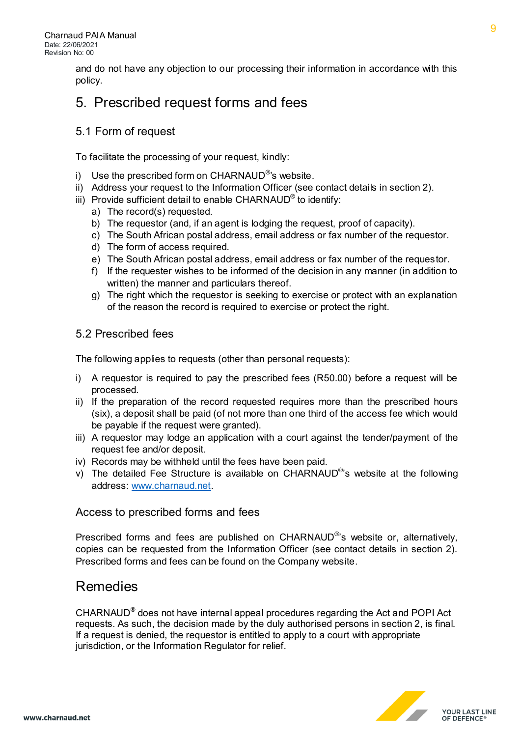and do not have any objection to our processing their information in accordance with this policy.

# 5. Prescribed request forms and fees

## 5.1 Form of request

To facilitate the processing of your request, kindly:

i) Use the prescribed form on CHARNAUD®'s website.
ii) Address your request to the Information Officer (see contact details in section 2).
iii) Provide sufficient detail to enable CHARNAUD® to identify:
   a) The record(s) requested.
   b) The requestor (and, if an agent is lodging the request, proof of capacity).
   c) The South African postal address, email address or fax number of the requestor.
   d) The form of access required.
   e) The South African postal address, email address or fax number of the requestor.
   f) If the requester wishes to be informed of the decision in any manner (in addition to written) the manner and particulars thereof.
   g) The right which the requestor is seeking to exercise or protect with an explanation of the reason the record is required to exercise or protect the right.

## 5.2 Prescribed fees

The following applies to requests (other than personal requests):

i) A requestor is required to pay the prescribed fees (R50.00) before a request will be processed.
ii) If the preparation of the record requested requires more than the prescribed hours (six), a deposit shall be paid (of not more than one third of the access fee which would be payable if the request were granted).
iii) A requestor may lodge an application with a court against the tender/payment of the request fee and/or deposit.
iv) Records may be withheld until the fees have been paid.
v) The detailed Fee Structure is available on CHARNAUD®'s website at the following address: [www.charnaud.net](http://www.charnaud.net).

## Access to prescribed forms and fees

Prescribed forms and fees are published on CHARNAUD®'s website or, alternatively, copies can be requested from the Information Officer (see contact details in section 2). Prescribed forms and fees can be found on the Company website.

# Remedies

CHARNAUD® does not have internal appeal procedures regarding the Act and POPI Act requests. As such, the decision made by the duly authorised persons in section 2, is final. If a request is denied, the requestor is entitled to apply to a court with appropriate jurisdiction, or the Information Regulator for relief.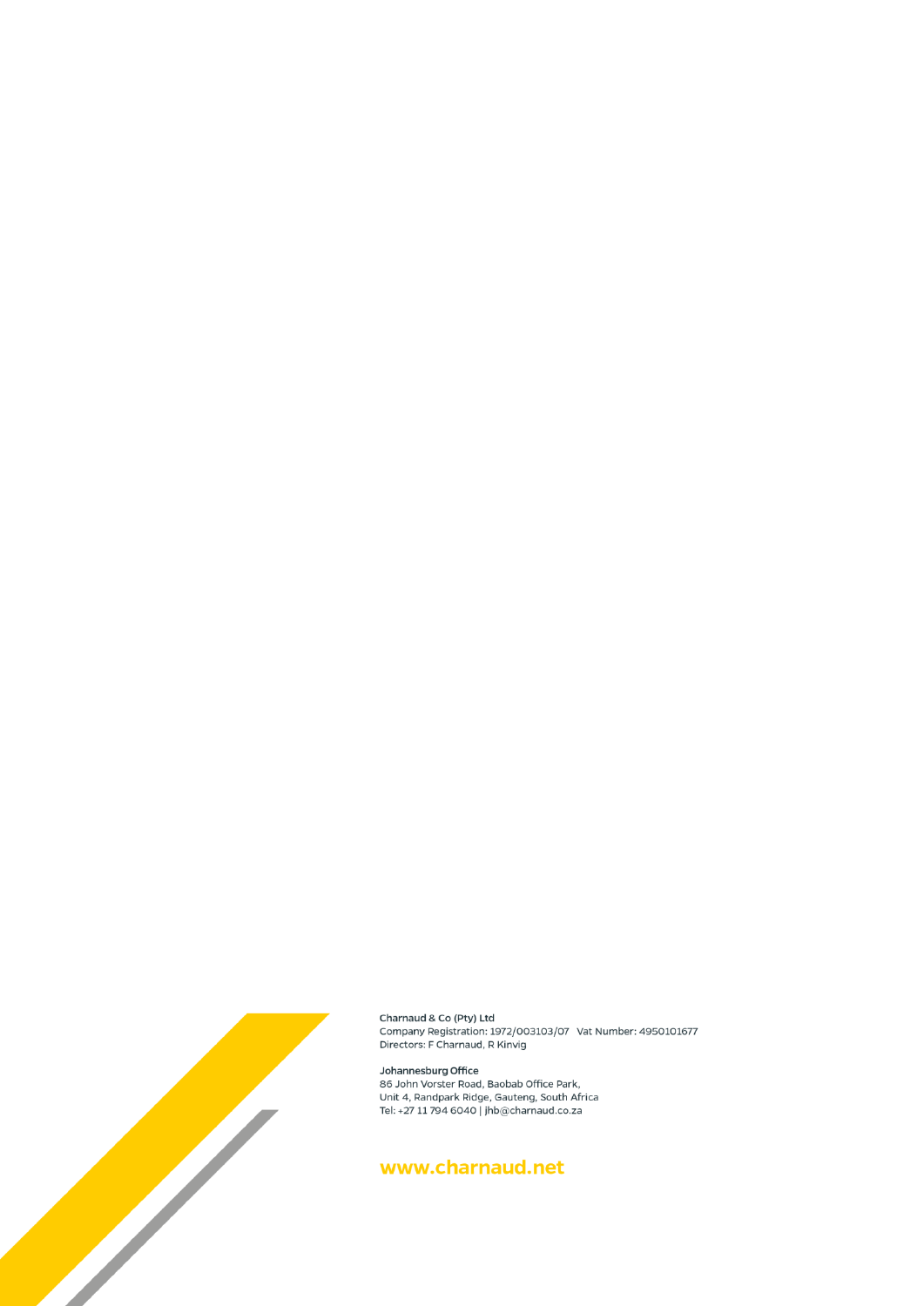Charnaud & Co (Pty) Ltd
Company Registration: 1972/003103/07 Vat Number: 4950101677
Directors: F Charnaud, R Kinvig

Johannesburg Office
86 John Vorster Road, Baobab Office Park,
Unit 4, Randpark Ridge, Gauteng, South Africa
Tel: +27 11 794 6040 | jhb@charnaud.co.za

**www.charnaud.net**